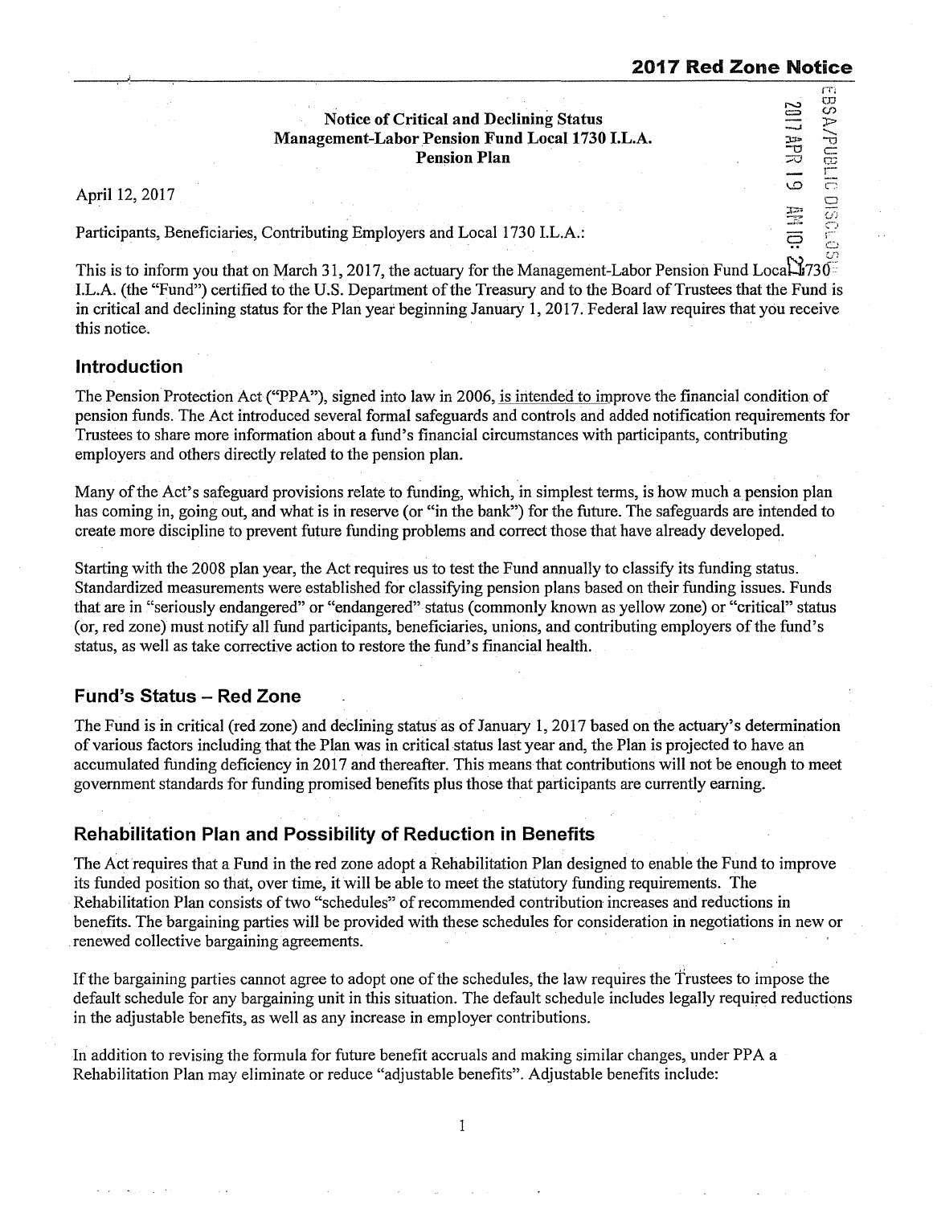# 2017 Red Zone Notice

**Notice of Critical and Declining Status**
**Management-Labor Pension Fund Local 1730 I.L.A.**
**Pension Plan**

April 12, 2017

Participants, Beneficiaries, Contributing Employers and Local 1730 I.L.A.:

This is to inform you that on March 31, 2017, the actuary for the Management-Labor Pension Fund Local 1730 I.L.A. (the "Fund") certified to the U.S. Department of the Treasury and to the Board of Trustees that the Fund is in critical and declining status for the Plan year beginning January 1, 2017. Federal law requires that you receive this notice.

## Introduction

The Pension Protection Act ("PPA"), signed into law in 2006, is intended to improve the financial condition of pension funds. The Act introduced several formal safeguards and controls and added notification requirements for Trustees to share more information about a fund's financial circumstances with participants, contributing employers and others directly related to the pension plan.

Many of the Act's safeguard provisions relate to funding, which, in simplest terms, is how much a pension plan has coming in, going out, and what is in reserve (or "in the bank") for the future. The safeguards are intended to create more discipline to prevent future funding problems and correct those that have already developed.

Starting with the 2008 plan year, the Act requires us to test the Fund annually to classify its funding status. Standardized measurements were established for classifying pension plans based on their funding issues. Funds that are in "seriously endangered" or "endangered" status (commonly known as yellow zone) or "critical" status (or, red zone) must notify all fund participants, beneficiaries, unions, and contributing employers of the fund's status, as well as take corrective action to restore the fund's financial health.

## Fund's Status – Red Zone

The Fund is in critical (red zone) and declining status as of January 1, 2017 based on the actuary's determination of various factors including that the Plan was in critical status last year and, the Plan is projected to have an accumulated funding deficiency in 2017 and thereafter. This means that contributions will not be enough to meet government standards for funding promised benefits plus those that participants are currently earning.

## Rehabilitation Plan and Possibility of Reduction in Benefits

The Act requires that a Fund in the red zone adopt a Rehabilitation Plan designed to enable the Fund to improve its funded position so that, over time, it will be able to meet the statutory funding requirements. The Rehabilitation Plan consists of two "schedules" of recommended contribution increases and reductions in benefits. The bargaining parties will be provided with these schedules for consideration in negotiations in new or renewed collective bargaining agreements.

If the bargaining parties cannot agree to adopt one of the schedules, the law requires the Trustees to impose the default schedule for any bargaining unit in this situation. The default schedule includes legally required reductions in the adjustable benefits, as well as any increase in employer contributions.

In addition to revising the formula for future benefit accruals and making similar changes, under PPA a Rehabilitation Plan may eliminate or reduce "adjustable benefits". Adjustable benefits include: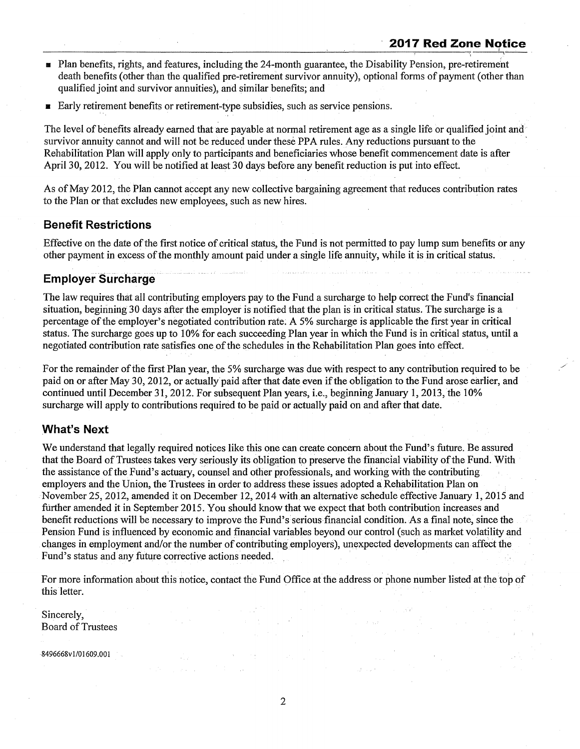- Plan benefits, rights, and features, including the 24-month guarantee, the Disability Pension, pre-retirement death benefits (other than the qualified pre-retirement survivor annuity), optional forms of payment (other than qualified joint and survivor annuities), and similar benefits; and
- Early retirement benefits or retirement-type subsidies, such as service pensions.

The level of benefits already earned that are payable at normal retirement age as a single life or qualified joint and survivor annuity cannot and will not be reduced under these PPA rules. Any reductions pursuant to the Rehabilitation Plan will apply only to participants and beneficiaries whose benefit commencement date is after April 30, 2012. You will be notified at least 30 days before any benefit reduction is put into effect.

As of May 2012, the Plan cannot accept any new collective bargaining agreement that reduces contribution rates to the Plan or that excludes new employees, such as new hires.

## Benefit Restrictions

Effective on the date of the first notice of critical status, the Fund is not permitted to pay lump sum benefits or any other payment in excess of the monthly amount paid under a single life annuity, while it is in critical status.

## Employer Surcharge

The law requires that all contributing employers pay to the Fund a surcharge to help correct the Fund's financial situation, beginning 30 days after the employer is notified that the plan is in critical status. The surcharge is a percentage of the employer's negotiated contribution rate. A 5% surcharge is applicable the first year in critical status. The surcharge goes up to 10% for each succeeding Plan year in which the Fund is in critical status, until a negotiated contribution rate satisfies one of the schedules in the Rehabilitation Plan goes into effect.

For the remainder of the first Plan year, the 5% surcharge was due with respect to any contribution required to be paid on or after May 30, 2012, or actually paid after that date even if the obligation to the Fund arose earlier, and continued until December 31, 2012. For subsequent Plan years, i.e., beginning January 1, 2013, the 10% surcharge will apply to contributions required to be paid or actually paid on and after that date.

## What's Next

We understand that legally required notices like this one can create concern about the Fund's future. Be assured that the Board of Trustees takes very seriously its obligation to preserve the financial viability of the Fund. With the assistance of the Fund's actuary, counsel and other professionals, and working with the contributing employers and the Union, the Trustees in order to address these issues adopted a Rehabilitation Plan on November 25, 2012, amended it on December 12, 2014 with an alternative schedule effective January 1, 2015 and further amended it in September 2015. You should know that we expect that both contribution increases and benefit reductions will be necessary to improve the Fund's serious financial condition. As a final note, since the Pension Fund is influenced by economic and financial variables beyond our control (such as market volatility and changes in employment and/or the number of contributing employers), unexpected developments can affect the Fund's status and any future corrective actions needed.

For more information about this notice, contact the Fund Office at the address or phone number listed at the top of this letter.

Sincerely,
Board of Trustees

8496668v1/01609.001